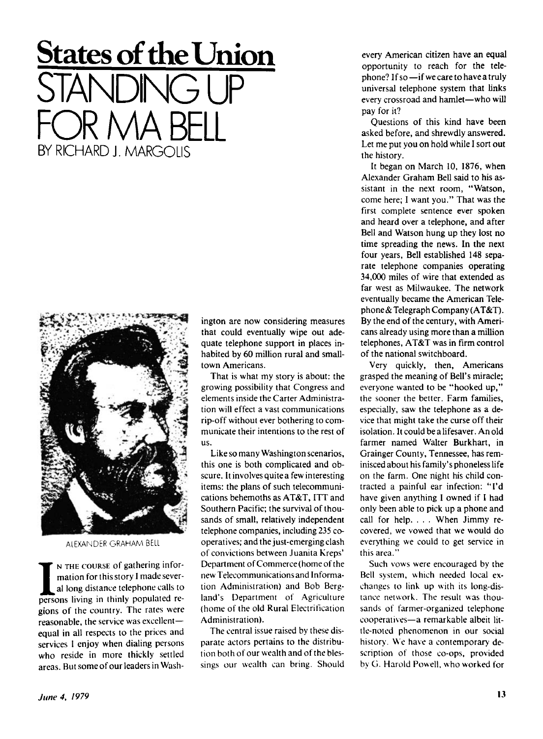# States of the Union

## STANDING UP FOR MA BELL

BY RICHARD J. MARGOLIS

ALEXANDER GRAHAM BELL

IN THE COURSE of gathering information for this story I made several long distance telephone calls to persons living in thinly populated regions of the country. The rates were reasonable, the service was excellent—equal in all respects to the prices and services I enjoy when dialing persons who reside in more thickly settled areas. But some of our leaders in Washington are now considering measures that could eventually wipe out adequate telephone support in places inhabited by 60 million rural and small-town Americans.

That is what my story is about: the growing possibility that Congress and elements inside the Carter Administration will effect a vast communications rip-off without ever bothering to communicate their intentions to the rest of us.

Like so many Washington scenarios, this one is both complicated and obscure. It involves quite a few interesting items: the plans of such telecommunications behemoths as AT&T, ITT and Southern Pacific; the survival of thousands of small, relatively independent telephone companies, including 235 cooperatives; and the just-emerging clash of convictions between Juanita Kreps' Department of Commerce (home of the new Telecommunications and Information Administration) and Bob Bergland's Department of Agriculture (home of the old Rural Electrification Administration).

The central issue raised by these disparate actors pertains to the distribution both of our wealth and of the blessings our wealth can bring. Should every American citizen have an equal opportunity to reach for the telephone? If so—if we care to have a truly universal telephone system that links every crossroad and hamlet—who will pay for it?

Questions of this kind have been asked before, and shrewdly answered. Let me put you on hold while I sort out the history.

It began on March 10, 1876, when Alexander Graham Bell said to his assistant in the next room, "Watson, come here; I want you." That was the first complete sentence ever spoken and heard over a telephone, and after Bell and Watson hung up they lost no time spreading the news. In the next four years, Bell established 148 separate telephone companies operating 34,000 miles of wire that extended as far west as Milwaukee. The network eventually became the American Telephone & Telegraph Company (AT&T). By the end of the century, with Americans already using more than a million telephones, AT&T was in firm control of the national switchboard.

Very quickly, then, Americans grasped the meaning of Bell's miracle; everyone wanted to be "hooked up," the sooner the better. Farm families, especially, saw the telephone as a device that might take the curse off their isolation. It could be a lifesaver. An old farmer named Walter Burkhart, in Grainger County, Tennessee, has reminisced about his family's phoneless life on the farm. One night his child contracted a painful ear infection: "I'd have given anything I owned if I had only been able to pick up a phone and call for help. . . . When Jimmy recovered, we vowed that we would do everything we could to get service in this area."

Such vows were encouraged by the Bell system, which needed local exchanges to link up with its long-distance network. The result was thousands of farmer-organized telephone cooperatives—a remarkable albeit little-noted phenomenon in our social history. We have a contemporary description of those co-ops, provided by G. Harold Powell, who worked for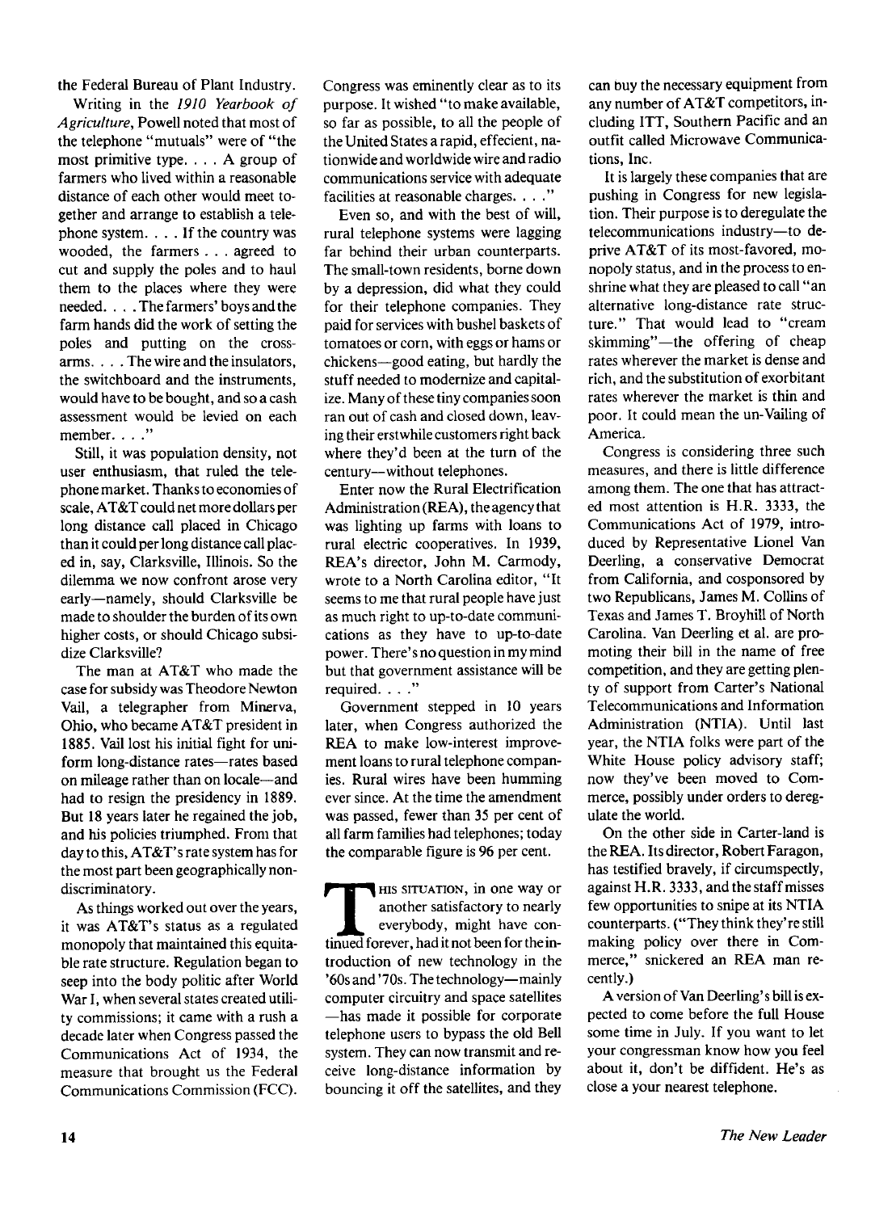the Federal Bureau of Plant Industry.

Writing in the *1910 Yearbook of Agriculture*, Powell noted that most of the telephone "mutuals" were of "the most primitive type. . . . A group of farmers who lived within a reasonable distance of each other would meet together and arrange to establish a telephone system. . . . If the country was wooded, the farmers . . . agreed to cut and supply the poles and to haul them to the places where they were needed. . . . The farmers' boys and the farm hands did the work of setting the poles and putting on the crossarms. . . . The wire and the insulators, the switchboard and the instruments, would have to be bought, and so a cash assessment would be levied on each member. . . ."

Still, it was population density, not user enthusiasm, that ruled the telephone market. Thanks to economies of scale, AT&T could net more dollars per long distance call placed in Chicago than it could per long distance call placed in, say, Clarksville, Illinois. So the dilemma we now confront arose very early—namely, should Clarksville be made to shoulder the burden of its own higher costs, or should Chicago subsidize Clarksville?

The man at AT&T who made the case for subsidy was Theodore Newton Vail, a telegrapher from Minerva, Ohio, who became AT&T president in 1885. Vail lost his initial fight for uniform long-distance rates—rates based on mileage rather than on locale—and had to resign the presidency in 1889. But 18 years later he regained the job, and his policies triumphed. From that day to this, AT&T's rate system has for the most part been geographically nondiscriminatory.

As things worked out over the years, it was AT&T's status as a regulated monopoly that maintained this equitable rate structure. Regulation began to seep into the body politic after World War I, when several states created utility commissions; it came with a rush a decade later when Congress passed the Communications Act of 1934, the measure that brought us the Federal Communications Commission (FCC). Congress was eminently clear as to its purpose. It wished "to make available, so far as possible, to all the people of the United States a rapid, effecient, nationwide and worldwide wire and radio communications service with adequate facilities at reasonable charges. . . ."

Even so, and with the best of will, rural telephone systems were lagging far behind their urban counterparts. The small-town residents, borne down by a depression, did what they could for their telephone companies. They paid for services with bushel baskets of tomatoes or corn, with eggs or hams or chickens—good eating, but hardly the stuff needed to modernize and capitalize. Many of these tiny companies soon ran out of cash and closed down, leaving their erstwhile customers right back where they'd been at the turn of the century—without telephones.

Enter now the Rural Electrification Administration (REA), the agency that was lighting up farms with loans to rural electric cooperatives. In 1939, REA's director, John M. Carmody, wrote to a North Carolina editor, "It seems to me that rural people have just as much right to up-to-date communications as they have to up-to-date power. There's no question in my mind but that government assistance will be required. . . ."

Government stepped in 10 years later, when Congress authorized the REA to make low-interest improvement loans to rural telephone companies. Rural wires have been humming ever since. At the time the amendment was passed, fewer than 35 per cent of all farm families had telephones; today the comparable figure is 96 per cent.

THIS SITUATION, in one way or another satisfactory to nearly everybody, might have continued forever, had it not been for the introduction of new technology in the '60s and '70s. The technology—mainly computer circuitry and space satellites—has made it possible for corporate telephone users to bypass the old Bell system. They can now transmit and receive long-distance information by bouncing it off the satellites, and they can buy the necessary equipment from any number of AT&T competitors, including ITT, Southern Pacific and an outfit called Microwave Communications, Inc.

It is largely these companies that are pushing in Congress for new legislation. Their purpose is to deregulate the telecommunications industry—to deprive AT&T of its most-favored, monopoly status, and in the process to enshrine what they are pleased to call "an alternative long-distance rate structure." That would lead to "cream skimming"—the offering of cheap rates wherever the market is dense and rich, and the substitution of exorbitant rates wherever the market is thin and poor. It could mean the un-Vailing of America.

Congress is considering three such measures, and there is little difference among them. The one that has attracted most attention is H.R. 3333, the Communications Act of 1979, introduced by Representative Lionel Van Deerling, a conservative Democrat from California, and cosponsored by two Republicans, James M. Collins of Texas and James T. Broyhill of North Carolina. Van Deerling et al. are promoting their bill in the name of free competition, and they are getting plenty of support from Carter's National Telecommunications and Information Administration (NTIA). Until last year, the NTIA folks were part of the White House policy advisory staff; now they've been moved to Commerce, possibly under orders to deregulate the world.

On the other side in Carter-land is the REA. Its director, Robert Faragon, has testified bravely, if circumspectly, against H.R. 3333, and the staff misses few opportunities to snipe at its NTIA counterparts. ("They think they're still making policy over there in Commerce," snickered an REA man recently.)

A version of Van Deerling's bill is expected to come before the full House some time in July. If you want to let your congressman know how you feel about it, don't be diffident. He's as close a your nearest telephone.